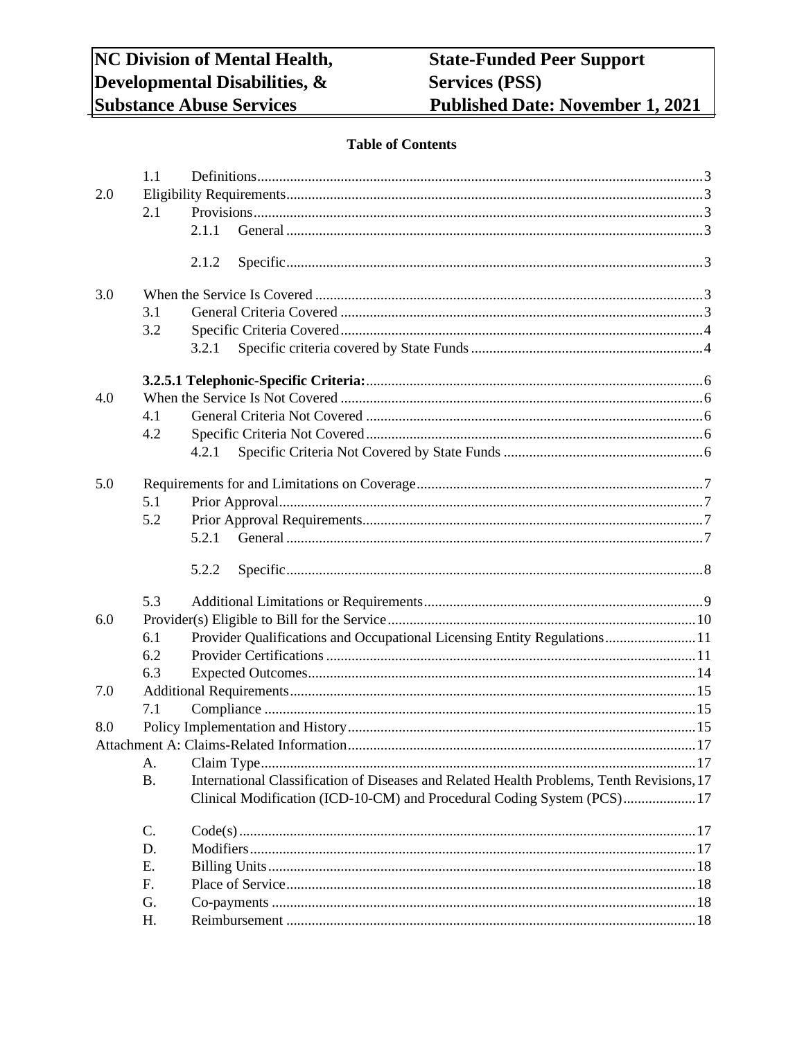NC Division of Mental Health, Developmental Disabilities, & Substance Abuse Services

State-Funded Peer Support Services (PSS)
Published Date: November 1, 2021

## Table of Contents

| | | | |
|---|---|---|---|
| | 1.1 | Definitions | 3 |
| 2.0 | Eligibility Requirements | | 3 |
| | 2.1 | Provisions | 3 |
| | | 2.1.1 General | 3 |
| | | 2.1.2 Specific | 3 |
| 3.0 | When the Service Is Covered | | 3 |
| | 3.1 | General Criteria Covered | 3 |
| | 3.2 | Specific Criteria Covered | 4 |
| | | 3.2.1 Specific criteria covered by State Funds | 4 |
| | **3.2.5.1 Telephonic-Specific Criteria:** | | 6 |
| 4.0 | When the Service Is Not Covered | | 6 |
| | 4.1 | General Criteria Not Covered | 6 |
| | 4.2 | Specific Criteria Not Covered | 6 |
| | | 4.2.1 Specific Criteria Not Covered by State Funds | 6 |
| 5.0 | Requirements for and Limitations on Coverage | | 7 |
| | 5.1 | Prior Approval | 7 |
| | 5.2 | Prior Approval Requirements | 7 |
| | | 5.2.1 General | 7 |
| | | 5.2.2 Specific | 8 |
| | 5.3 | Additional Limitations or Requirements | 9 |
| 6.0 | Provider(s) Eligible to Bill for the Service | | 10 |
| | 6.1 | Provider Qualifications and Occupational Licensing Entity Regulations | 11 |
| | 6.2 | Provider Certifications | 11 |
| | 6.3 | Expected Outcomes | 14 |
| 7.0 | Additional Requirements | | 15 |
| | 7.1 | Compliance | 15 |
| 8.0 | Policy Implementation and History | | 15 |
| Attachment A: Claims-Related Information | | | 17 |
| | A. | Claim Type | 17 |
| | B. | International Classification of Diseases and Related Health Problems, Tenth Revisions, Clinical Modification (ICD-10-CM) and Procedural Coding System (PCS) | 17 |
| | C. | Code(s) | 17 |
| | D. | Modifiers | 17 |
| | E. | Billing Units | 18 |
| | F. | Place of Service | 18 |
| | G. | Co-payments | 18 |
| | H. | Reimbursement | 18 |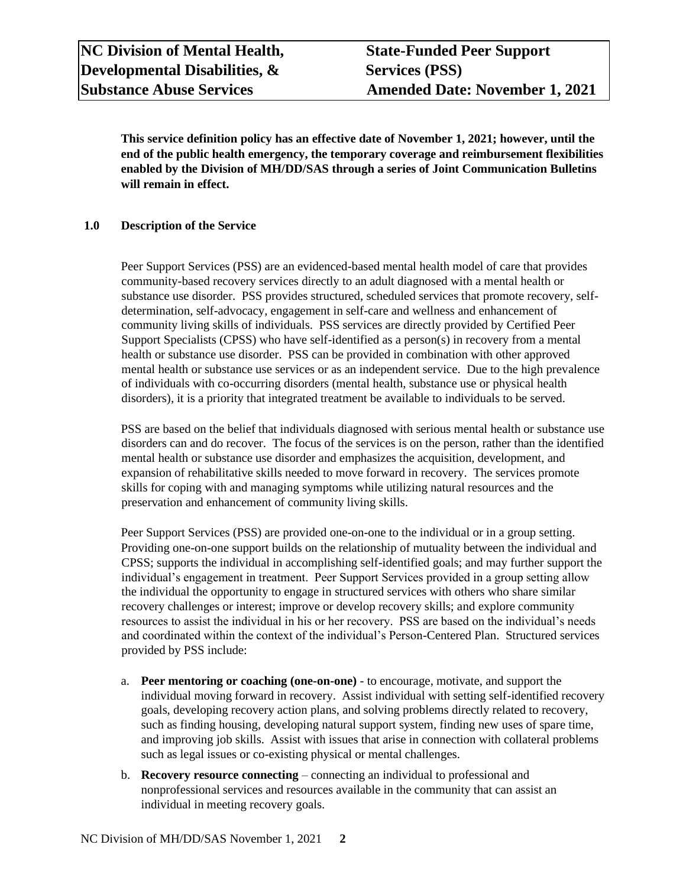**This service definition policy has an effective date of November 1, 2021; however, until the end of the public health emergency, the temporary coverage and reimbursement flexibilities enabled by the Division of MH/DD/SAS through a series of Joint Communication Bulletins will remain in effect.**

## 1.0 Description of the Service

Peer Support Services (PSS) are an evidenced-based mental health model of care that provides community-based recovery services directly to an adult diagnosed with a mental health or substance use disorder. PSS provides structured, scheduled services that promote recovery, self-determination, self-advocacy, engagement in self-care and wellness and enhancement of community living skills of individuals. PSS services are directly provided by Certified Peer Support Specialists (CPSS) who have self-identified as a person(s) in recovery from a mental health or substance use disorder. PSS can be provided in combination with other approved mental health or substance use services or as an independent service. Due to the high prevalence of individuals with co-occurring disorders (mental health, substance use or physical health disorders), it is a priority that integrated treatment be available to individuals to be served.

PSS are based on the belief that individuals diagnosed with serious mental health or substance use disorders can and do recover. The focus of the services is on the person, rather than the identified mental health or substance use disorder and emphasizes the acquisition, development, and expansion of rehabilitative skills needed to move forward in recovery. The services promote skills for coping with and managing symptoms while utilizing natural resources and the preservation and enhancement of community living skills.

Peer Support Services (PSS) are provided one-on-one to the individual or in a group setting. Providing one-on-one support builds on the relationship of mutuality between the individual and CPSS; supports the individual in accomplishing self-identified goals; and may further support the individual's engagement in treatment. Peer Support Services provided in a group setting allow the individual the opportunity to engage in structured services with others who share similar recovery challenges or interest; improve or develop recovery skills; and explore community resources to assist the individual in his or her recovery. PSS are based on the individual's needs and coordinated within the context of the individual's Person-Centered Plan. Structured services provided by PSS include:

a. **Peer mentoring or coaching (one-on-one)** - to encourage, motivate, and support the individual moving forward in recovery. Assist individual with setting self-identified recovery goals, developing recovery action plans, and solving problems directly related to recovery, such as finding housing, developing natural support system, finding new uses of spare time, and improving job skills. Assist with issues that arise in connection with collateral problems such as legal issues or co-existing physical or mental challenges.

b. **Recovery resource connecting** – connecting an individual to professional and nonprofessional services and resources available in the community that can assist an individual in meeting recovery goals.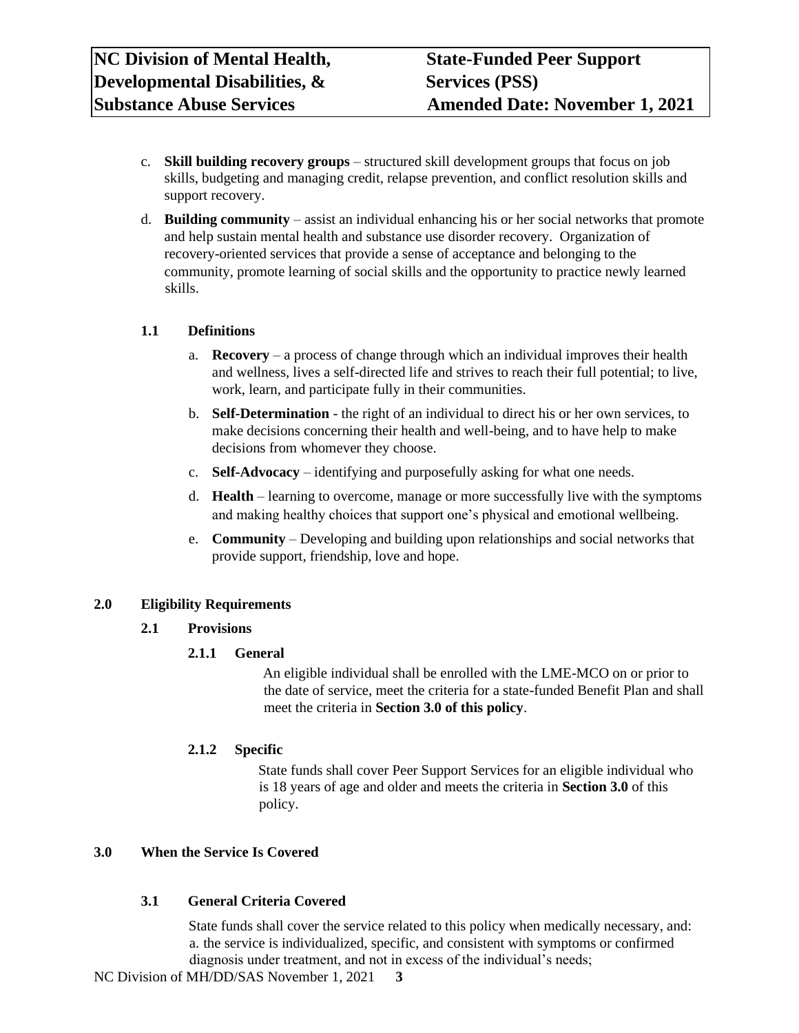c. **Skill building recovery groups** – structured skill development groups that focus on job skills, budgeting and managing credit, relapse prevention, and conflict resolution skills and support recovery.

d. **Building community** – assist an individual enhancing his or her social networks that promote and help sustain mental health and substance use disorder recovery. Organization of recovery-oriented services that provide a sense of acceptance and belonging to the community, promote learning of social skills and the opportunity to practice newly learned skills.

### 1.1 Definitions

a. **Recovery** – a process of change through which an individual improves their health and wellness, lives a self-directed life and strives to reach their full potential; to live, work, learn, and participate fully in their communities.

b. **Self-Determination** - the right of an individual to direct his or her own services, to make decisions concerning their health and well-being, and to have help to make decisions from whomever they choose.

c. **Self-Advocacy** – identifying and purposefully asking for what one needs.

d. **Health** – learning to overcome, manage or more successfully live with the symptoms and making healthy choices that support one's physical and emotional wellbeing.

e. **Community** – Developing and building upon relationships and social networks that provide support, friendship, love and hope.

## 2.0 Eligibility Requirements

### 2.1 Provisions

#### 2.1.1 General

An eligible individual shall be enrolled with the LME-MCO on or prior to the date of service, meet the criteria for a state-funded Benefit Plan and shall meet the criteria in **Section 3.0 of this policy**.

#### 2.1.2 Specific

State funds shall cover Peer Support Services for an eligible individual who is 18 years of age and older and meets the criteria in **Section 3.0** of this policy.

## 3.0 When the Service Is Covered

### 3.1 General Criteria Covered

State funds shall cover the service related to this policy when medically necessary, and:

a. the service is individualized, specific, and consistent with symptoms or confirmed diagnosis under treatment, and not in excess of the individual's needs;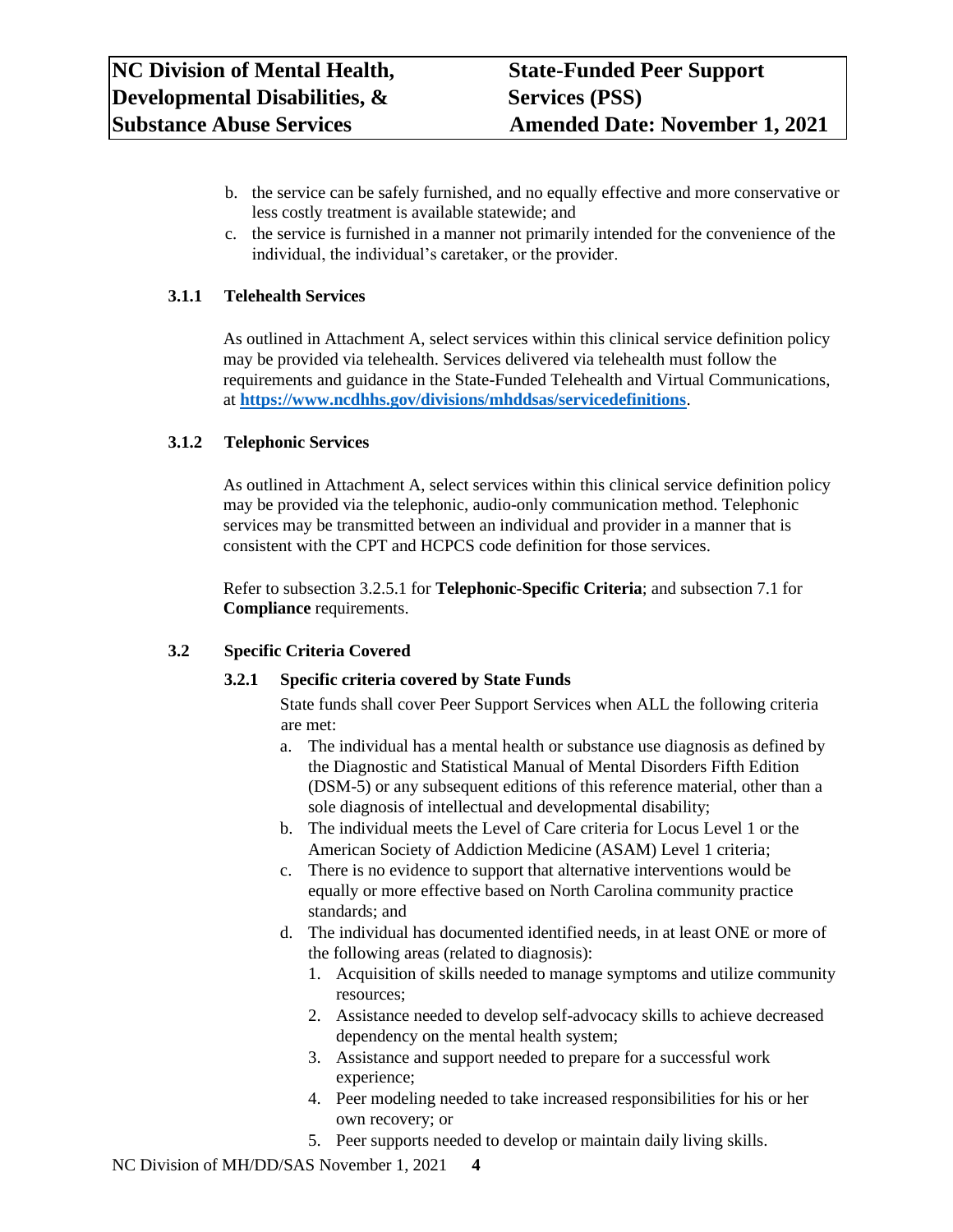b. the service can be safely furnished, and no equally effective and more conservative or less costly treatment is available statewide; and
c. the service is furnished in a manner not primarily intended for the convenience of the individual, the individual's caretaker, or the provider.

### 3.1.1 Telehealth Services

As outlined in Attachment A, select services within this clinical service definition policy may be provided via telehealth. Services delivered via telehealth must follow the requirements and guidance in the State-Funded Telehealth and Virtual Communications, at **https://www.ncdhhs.gov/divisions/mhddsas/servicedefinitions**.

### 3.1.2 Telephonic Services

As outlined in Attachment A, select services within this clinical service definition policy may be provided via the telephonic, audio-only communication method. Telephonic services may be transmitted between an individual and provider in a manner that is consistent with the CPT and HCPCS code definition for those services.

Refer to subsection 3.2.5.1 for **Telephonic-Specific Criteria**; and subsection 7.1 for **Compliance** requirements.

## 3.2 Specific Criteria Covered

### 3.2.1 Specific criteria covered by State Funds

State funds shall cover Peer Support Services when ALL the following criteria are met:

a. The individual has a mental health or substance use diagnosis as defined by the Diagnostic and Statistical Manual of Mental Disorders Fifth Edition (DSM-5) or any subsequent editions of this reference material, other than a sole diagnosis of intellectual and developmental disability;
b. The individual meets the Level of Care criteria for Locus Level 1 or the American Society of Addiction Medicine (ASAM) Level 1 criteria;
c. There is no evidence to support that alternative interventions would be equally or more effective based on North Carolina community practice standards; and
d. The individual has documented identified needs, in at least ONE or more of the following areas (related to diagnosis):
   1. Acquisition of skills needed to manage symptoms and utilize community resources;
   2. Assistance needed to develop self-advocacy skills to achieve decreased dependency on the mental health system;
   3. Assistance and support needed to prepare for a successful work experience;
   4. Peer modeling needed to take increased responsibilities for his or her own recovery; or
   5. Peer supports needed to develop or maintain daily living skills.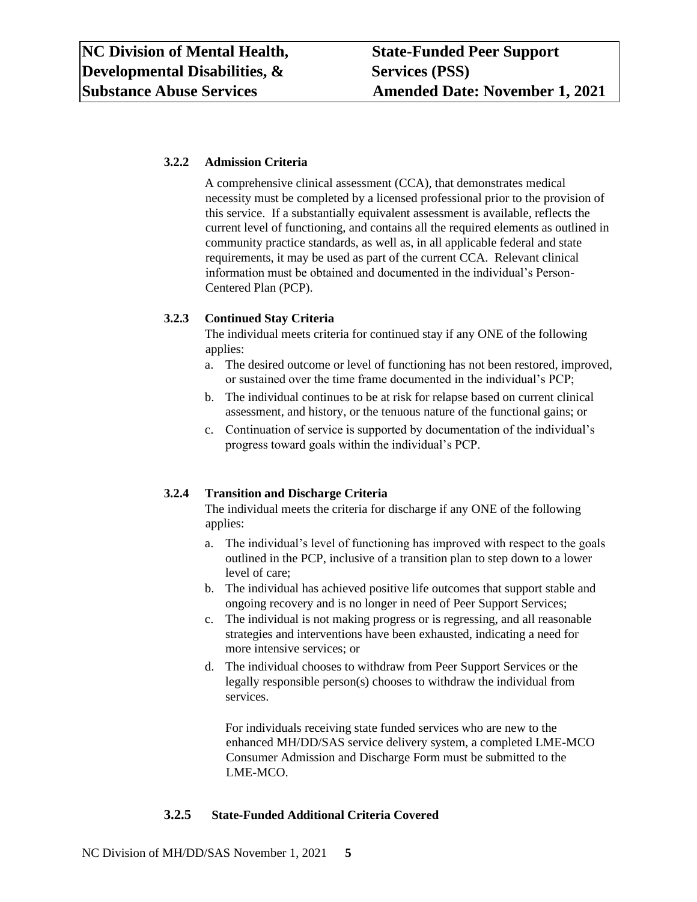### 3.2.2 Admission Criteria

A comprehensive clinical assessment (CCA), that demonstrates medical necessity must be completed by a licensed professional prior to the provision of this service. If a substantially equivalent assessment is available, reflects the current level of functioning, and contains all the required elements as outlined in community practice standards, as well as, in all applicable federal and state requirements, it may be used as part of the current CCA. Relevant clinical information must be obtained and documented in the individual's Person-Centered Plan (PCP).

### 3.2.3 Continued Stay Criteria

The individual meets criteria for continued stay if any ONE of the following applies:

a. The desired outcome or level of functioning has not been restored, improved, or sustained over the time frame documented in the individual's PCP;
b. The individual continues to be at risk for relapse based on current clinical assessment, and history, or the tenuous nature of the functional gains; or
c. Continuation of service is supported by documentation of the individual's progress toward goals within the individual's PCP.

### 3.2.4 Transition and Discharge Criteria

The individual meets the criteria for discharge if any ONE of the following applies:

a. The individual's level of functioning has improved with respect to the goals outlined in the PCP, inclusive of a transition plan to step down to a lower level of care;
b. The individual has achieved positive life outcomes that support stable and ongoing recovery and is no longer in need of Peer Support Services;
c. The individual is not making progress or is regressing, and all reasonable strategies and interventions have been exhausted, indicating a need for more intensive services; or
d. The individual chooses to withdraw from Peer Support Services or the legally responsible person(s) chooses to withdraw the individual from services.

For individuals receiving state funded services who are new to the enhanced MH/DD/SAS service delivery system, a completed LME-MCO Consumer Admission and Discharge Form must be submitted to the LME-MCO.

### 3.2.5 State-Funded Additional Criteria Covered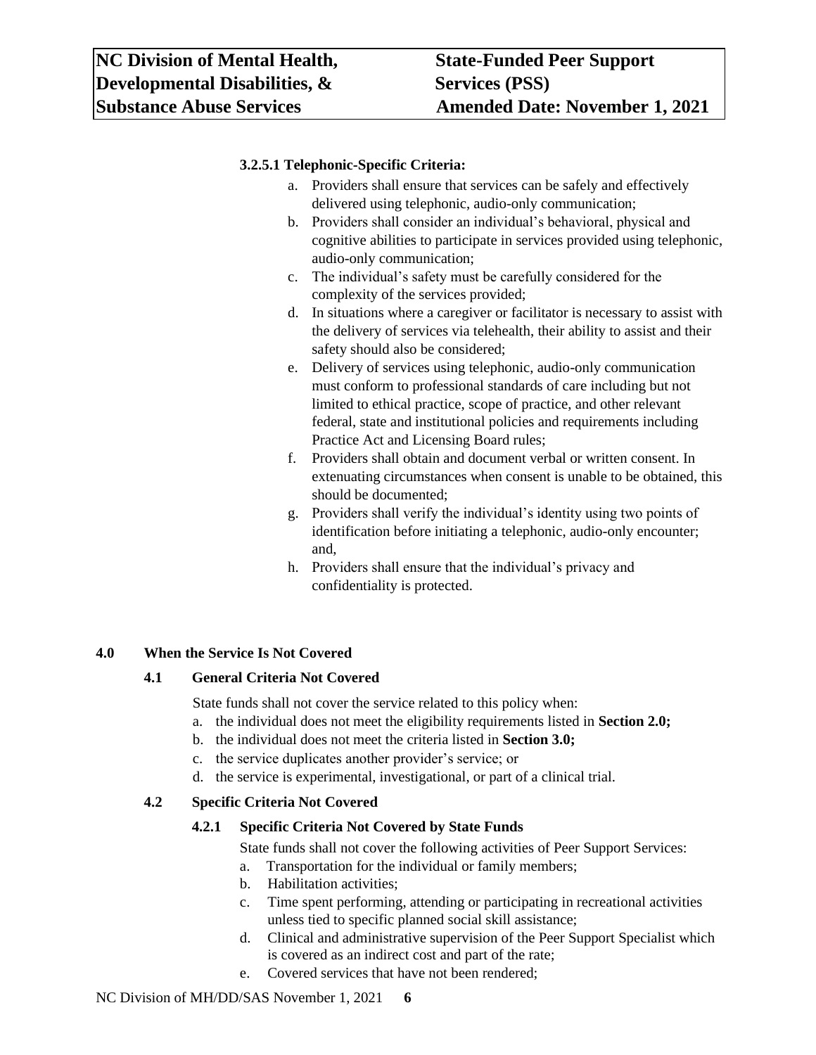#### 3.2.5.1 Telephonic-Specific Criteria:

a. Providers shall ensure that services can be safely and effectively delivered using telephonic, audio-only communication;
b. Providers shall consider an individual's behavioral, physical and cognitive abilities to participate in services provided using telephonic, audio-only communication;
c. The individual's safety must be carefully considered for the complexity of the services provided;
d. In situations where a caregiver or facilitator is necessary to assist with the delivery of services via telehealth, their ability to assist and their safety should also be considered;
e. Delivery of services using telephonic, audio-only communication must conform to professional standards of care including but not limited to ethical practice, scope of practice, and other relevant federal, state and institutional policies and requirements including Practice Act and Licensing Board rules;
f. Providers shall obtain and document verbal or written consent. In extenuating circumstances when consent is unable to be obtained, this should be documented;
g. Providers shall verify the individual's identity using two points of identification before initiating a telephonic, audio-only encounter; and,
h. Providers shall ensure that the individual's privacy and confidentiality is protected.

## 4.0 When the Service Is Not Covered

### 4.1 General Criteria Not Covered

State funds shall not cover the service related to this policy when:

a. the individual does not meet the eligibility requirements listed in **Section 2.0;**
b. the individual does not meet the criteria listed in **Section 3.0;**
c. the service duplicates another provider's service; or
d. the service is experimental, investigational, or part of a clinical trial.

### 4.2 Specific Criteria Not Covered

#### 4.2.1 Specific Criteria Not Covered by State Funds

State funds shall not cover the following activities of Peer Support Services:

a. Transportation for the individual or family members;
b. Habilitation activities;
c. Time spent performing, attending or participating in recreational activities unless tied to specific planned social skill assistance;
d. Clinical and administrative supervision of the Peer Support Specialist which is covered as an indirect cost and part of the rate;
e. Covered services that have not been rendered;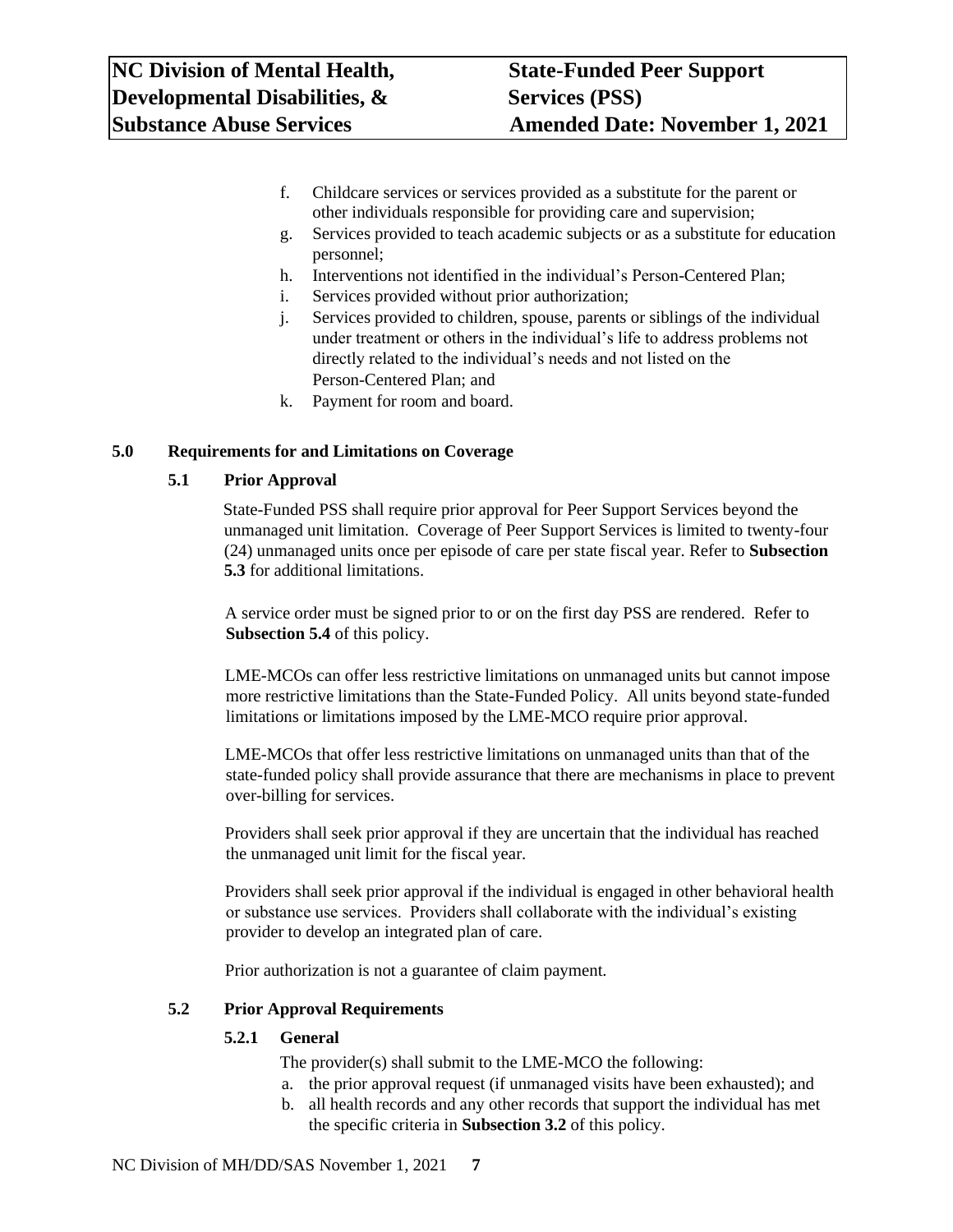f. Childcare services or services provided as a substitute for the parent or other individuals responsible for providing care and supervision;
g. Services provided to teach academic subjects or as a substitute for education personnel;
h. Interventions not identified in the individual's Person-Centered Plan;
i. Services provided without prior authorization;
j. Services provided to children, spouse, parents or siblings of the individual under treatment or others in the individual's life to address problems not directly related to the individual's needs and not listed on the Person-Centered Plan; and
k. Payment for room and board.

## 5.0 Requirements for and Limitations on Coverage

### 5.1 Prior Approval

State-Funded PSS shall require prior approval for Peer Support Services beyond the unmanaged unit limitation. Coverage of Peer Support Services is limited to twenty-four (24) unmanaged units once per episode of care per state fiscal year. Refer to **Subsection 5.3** for additional limitations.

A service order must be signed prior to or on the first day PSS are rendered. Refer to **Subsection 5.4** of this policy.

LME-MCOs can offer less restrictive limitations on unmanaged units but cannot impose more restrictive limitations than the State-Funded Policy. All units beyond state-funded limitations or limitations imposed by the LME-MCO require prior approval.

LME-MCOs that offer less restrictive limitations on unmanaged units than that of the state-funded policy shall provide assurance that there are mechanisms in place to prevent over-billing for services.

Providers shall seek prior approval if they are uncertain that the individual has reached the unmanaged unit limit for the fiscal year.

Providers shall seek prior approval if the individual is engaged in other behavioral health or substance use services. Providers shall collaborate with the individual's existing provider to develop an integrated plan of care.

Prior authorization is not a guarantee of claim payment.

### 5.2 Prior Approval Requirements

#### 5.2.1 General

The provider(s) shall submit to the LME-MCO the following:

a. the prior approval request (if unmanaged visits have been exhausted); and
b. all health records and any other records that support the individual has met the specific criteria in **Subsection 3.2** of this policy.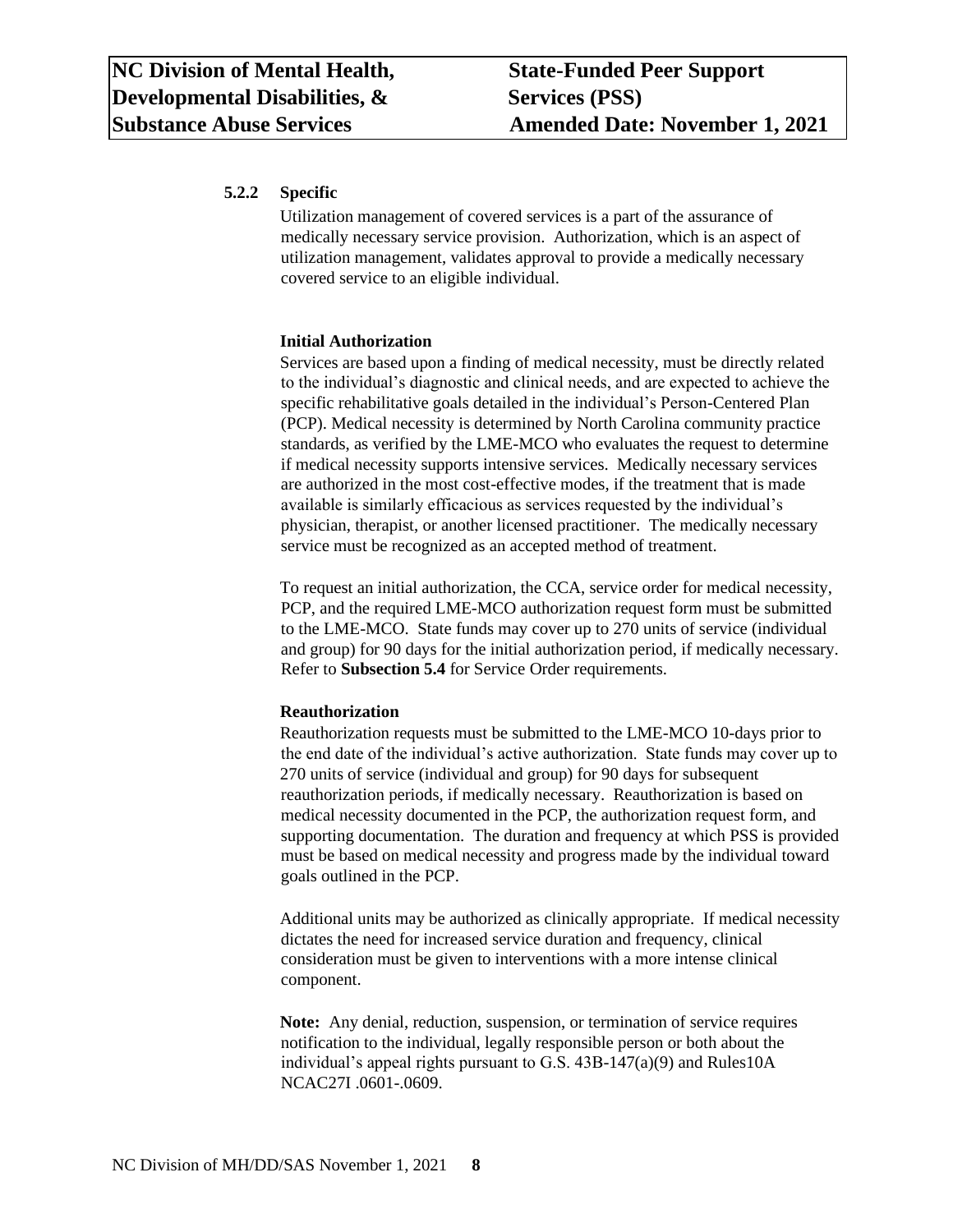#### 5.2.2 Specific

Utilization management of covered services is a part of the assurance of medically necessary service provision. Authorization, which is an aspect of utilization management, validates approval to provide a medically necessary covered service to an eligible individual.

**Initial Authorization**

Services are based upon a finding of medical necessity, must be directly related to the individual's diagnostic and clinical needs, and are expected to achieve the specific rehabilitative goals detailed in the individual's Person-Centered Plan (PCP). Medical necessity is determined by North Carolina community practice standards, as verified by the LME-MCO who evaluates the request to determine if medical necessity supports intensive services. Medically necessary services are authorized in the most cost-effective modes, if the treatment that is made available is similarly efficacious as services requested by the individual's physician, therapist, or another licensed practitioner. The medically necessary service must be recognized as an accepted method of treatment.

To request an initial authorization, the CCA, service order for medical necessity, PCP, and the required LME-MCO authorization request form must be submitted to the LME-MCO. State funds may cover up to 270 units of service (individual and group) for 90 days for the initial authorization period, if medically necessary. Refer to **Subsection 5.4** for Service Order requirements.

**Reauthorization**

Reauthorization requests must be submitted to the LME-MCO 10-days prior to the end date of the individual's active authorization. State funds may cover up to 270 units of service (individual and group) for 90 days for subsequent reauthorization periods, if medically necessary. Reauthorization is based on medical necessity documented in the PCP, the authorization request form, and supporting documentation. The duration and frequency at which PSS is provided must be based on medical necessity and progress made by the individual toward goals outlined in the PCP.

Additional units may be authorized as clinically appropriate. If medical necessity dictates the need for increased service duration and frequency, clinical consideration must be given to interventions with a more intense clinical component.

**Note:** Any denial, reduction, suspension, or termination of service requires notification to the individual, legally responsible person or both about the individual's appeal rights pursuant to G.S. 43B-147(a)(9) and Rules10A NCAC27I .0601-.0609.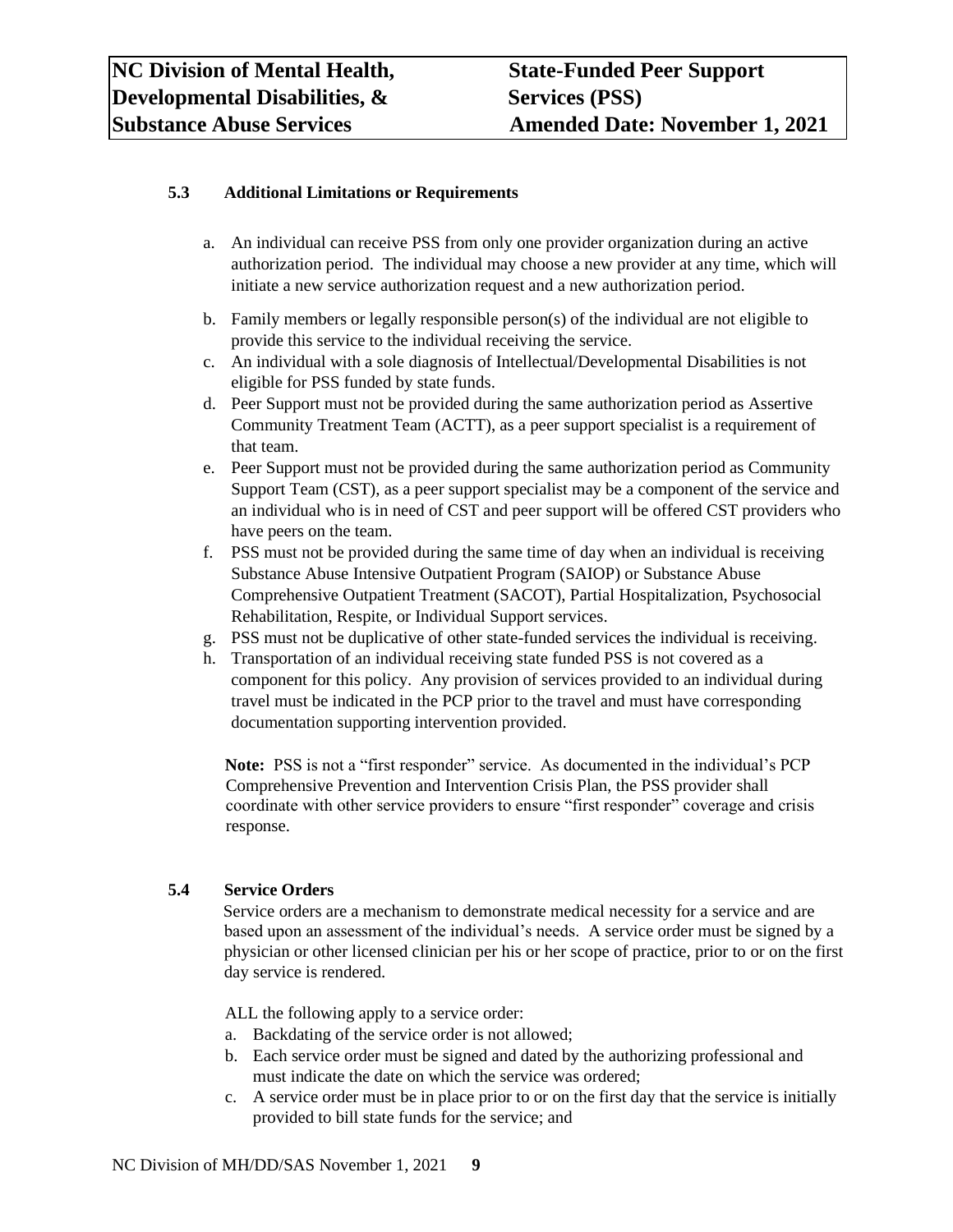### 5.3 Additional Limitations or Requirements

a. An individual can receive PSS from only one provider organization during an active authorization period. The individual may choose a new provider at any time, which will initiate a new service authorization request and a new authorization period.
b. Family members or legally responsible person(s) of the individual are not eligible to provide this service to the individual receiving the service.
c. An individual with a sole diagnosis of Intellectual/Developmental Disabilities is not eligible for PSS funded by state funds.
d. Peer Support must not be provided during the same authorization period as Assertive Community Treatment Team (ACTT), as a peer support specialist is a requirement of that team.
e. Peer Support must not be provided during the same authorization period as Community Support Team (CST), as a peer support specialist may be a component of the service and an individual who is in need of CST and peer support will be offered CST providers who have peers on the team.
f. PSS must not be provided during the same time of day when an individual is receiving Substance Abuse Intensive Outpatient Program (SAIOP) or Substance Abuse Comprehensive Outpatient Treatment (SACOT), Partial Hospitalization, Psychosocial Rehabilitation, Respite, or Individual Support services.
g. PSS must not be duplicative of other state-funded services the individual is receiving.
h. Transportation of an individual receiving state funded PSS is not covered as a component for this policy. Any provision of services provided to an individual during travel must be indicated in the PCP prior to the travel and must have corresponding documentation supporting intervention provided.

**Note:** PSS is not a "first responder" service. As documented in the individual's PCP Comprehensive Prevention and Intervention Crisis Plan, the PSS provider shall coordinate with other service providers to ensure "first responder" coverage and crisis response.

### 5.4 Service Orders

Service orders are a mechanism to demonstrate medical necessity for a service and are based upon an assessment of the individual's needs. A service order must be signed by a physician or other licensed clinician per his or her scope of practice, prior to or on the first day service is rendered.

ALL the following apply to a service order:

a. Backdating of the service order is not allowed;
b. Each service order must be signed and dated by the authorizing professional and must indicate the date on which the service was ordered;
c. A service order must be in place prior to or on the first day that the service is initially provided to bill state funds for the service; and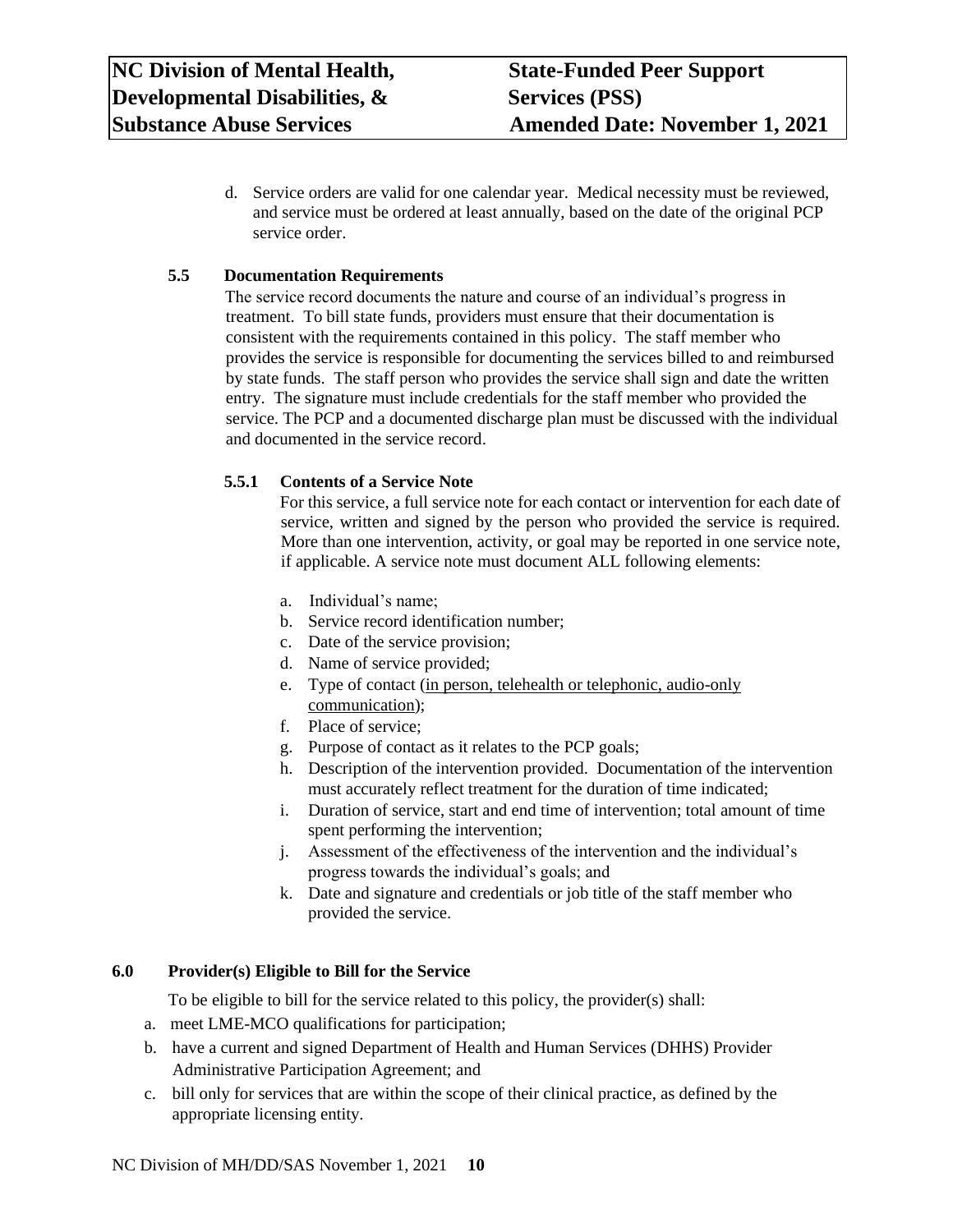d. Service orders are valid for one calendar year. Medical necessity must be reviewed, and service must be ordered at least annually, based on the date of the original PCP service order.

### 5.5 Documentation Requirements

The service record documents the nature and course of an individual's progress in treatment. To bill state funds, providers must ensure that their documentation is consistent with the requirements contained in this policy. The staff member who provides the service is responsible for documenting the services billed to and reimbursed by state funds. The staff person who provides the service shall sign and date the written entry. The signature must include credentials for the staff member who provided the service. The PCP and a documented discharge plan must be discussed with the individual and documented in the service record.

#### 5.5.1 Contents of a Service Note

For this service, a full service note for each contact or intervention for each date of service, written and signed by the person who provided the service is required. More than one intervention, activity, or goal may be reported in one service note, if applicable. A service note must document ALL following elements:

a. Individual's name;
b. Service record identification number;
c. Date of the service provision;
d. Name of service provided;
e. Type of contact (<u>in person, telehealth or telephonic, audio-only communication</u>);
f. Place of service;
g. Purpose of contact as it relates to the PCP goals;
h. Description of the intervention provided. Documentation of the intervention must accurately reflect treatment for the duration of time indicated;
i. Duration of service, start and end time of intervention; total amount of time spent performing the intervention;
j. Assessment of the effectiveness of the intervention and the individual's progress towards the individual's goals; and
k. Date and signature and credentials or job title of the staff member who provided the service.

## 6.0 Provider(s) Eligible to Bill for the Service

To be eligible to bill for the service related to this policy, the provider(s) shall:

a. meet LME-MCO qualifications for participation;
b. have a current and signed Department of Health and Human Services (DHHS) Provider Administrative Participation Agreement; and
c. bill only for services that are within the scope of their clinical practice, as defined by the appropriate licensing entity.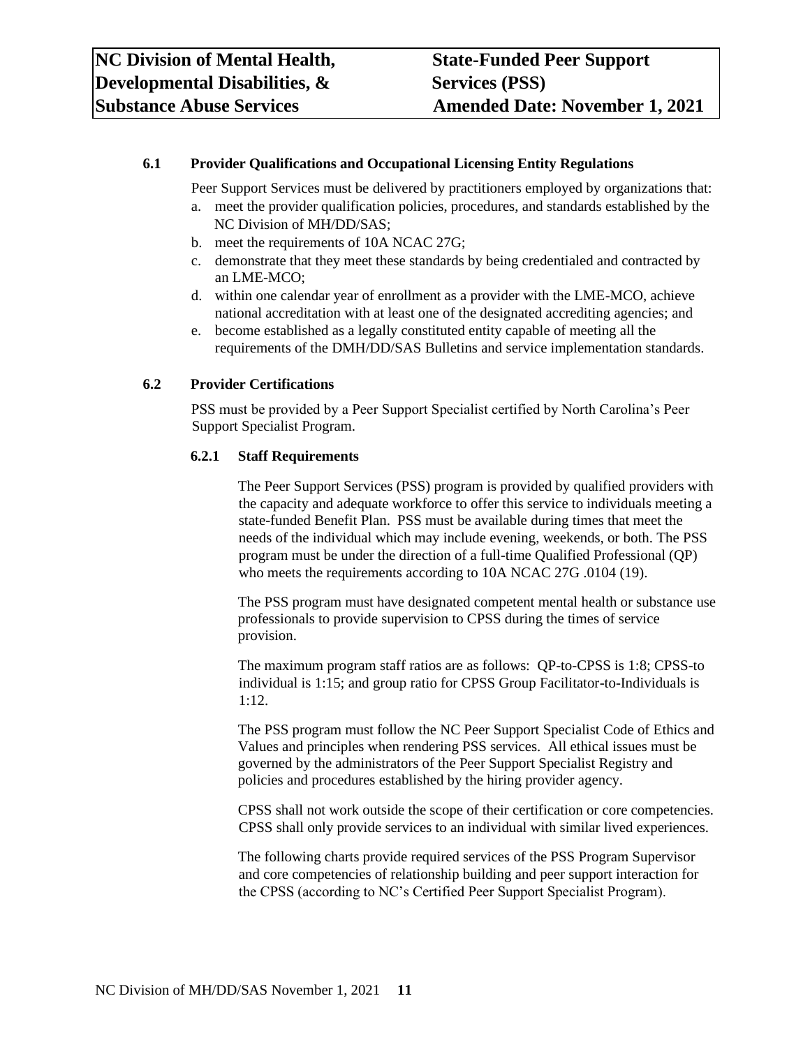### 6.1 Provider Qualifications and Occupational Licensing Entity Regulations

Peer Support Services must be delivered by practitioners employed by organizations that:

a. meet the provider qualification policies, procedures, and standards established by the NC Division of MH/DD/SAS;
b. meet the requirements of 10A NCAC 27G;
c. demonstrate that they meet these standards by being credentialed and contracted by an LME-MCO;
d. within one calendar year of enrollment as a provider with the LME-MCO, achieve national accreditation with at least one of the designated accrediting agencies; and
e. become established as a legally constituted entity capable of meeting all the requirements of the DMH/DD/SAS Bulletins and service implementation standards.

### 6.2 Provider Certifications

PSS must be provided by a Peer Support Specialist certified by North Carolina's Peer Support Specialist Program.

#### 6.2.1 Staff Requirements

The Peer Support Services (PSS) program is provided by qualified providers with the capacity and adequate workforce to offer this service to individuals meeting a state-funded Benefit Plan. PSS must be available during times that meet the needs of the individual which may include evening, weekends, or both. The PSS program must be under the direction of a full-time Qualified Professional (QP) who meets the requirements according to 10A NCAC 27G .0104 (19).

The PSS program must have designated competent mental health or substance use professionals to provide supervision to CPSS during the times of service provision.

The maximum program staff ratios are as follows: QP-to-CPSS is 1:8; CPSS-to individual is 1:15; and group ratio for CPSS Group Facilitator-to-Individuals is 1:12.

The PSS program must follow the NC Peer Support Specialist Code of Ethics and Values and principles when rendering PSS services. All ethical issues must be governed by the administrators of the Peer Support Specialist Registry and policies and procedures established by the hiring provider agency.

CPSS shall not work outside the scope of their certification or core competencies. CPSS shall only provide services to an individual with similar lived experiences.

The following charts provide required services of the PSS Program Supervisor and core competencies of relationship building and peer support interaction for the CPSS (according to NC's Certified Peer Support Specialist Program).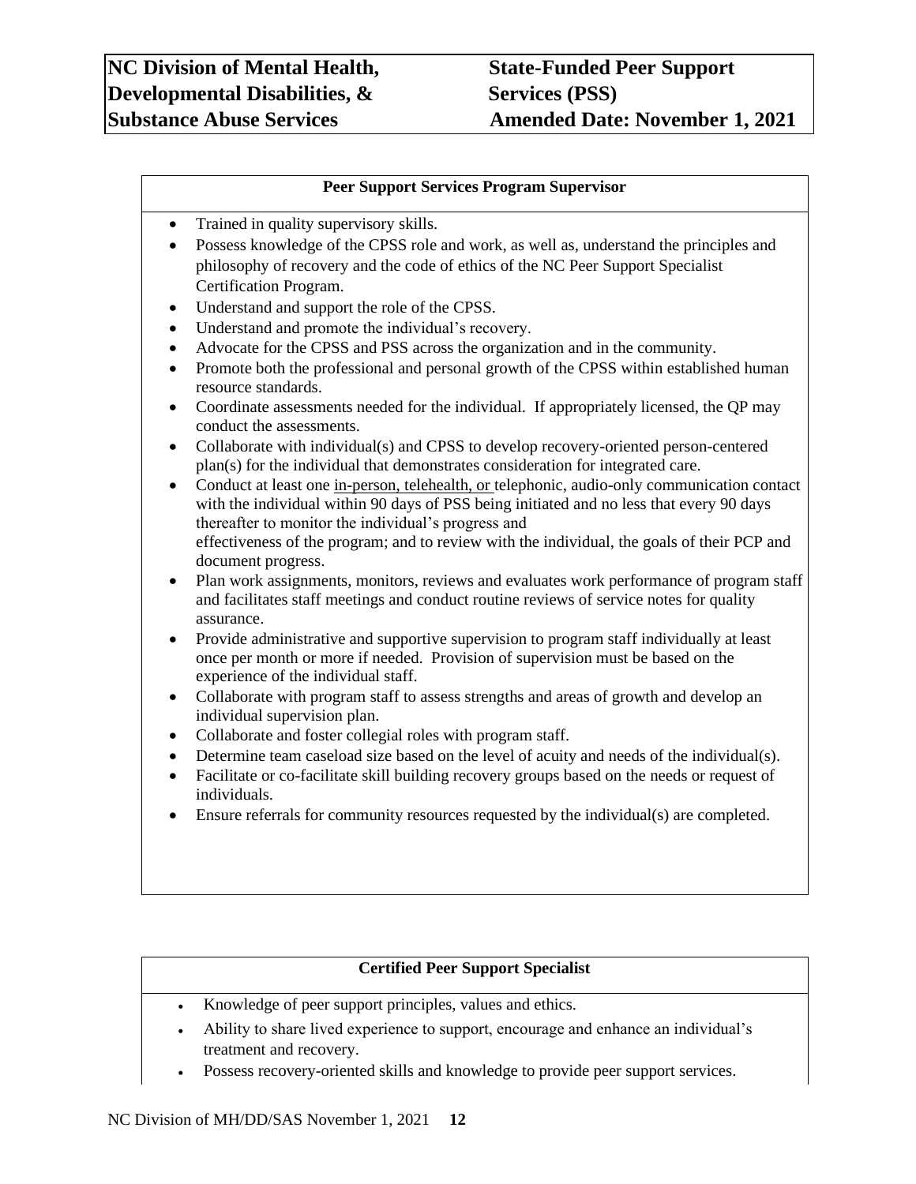| Peer Support Services Program Supervisor |
|---|
| • Trained in quality supervisory skills.<br>• Possess knowledge of the CPSS role and work, as well as, understand the principles and philosophy of recovery and the code of ethics of the NC Peer Support Specialist Certification Program.<br>• Understand and support the role of the CPSS.<br>• Understand and promote the individual's recovery.<br>• Advocate for the CPSS and PSS across the organization and in the community.<br>• Promote both the professional and personal growth of the CPSS within established human resource standards.<br>• Coordinate assessments needed for the individual. If appropriately licensed, the QP may conduct the assessments.<br>• Collaborate with individual(s) and CPSS to develop recovery-oriented person-centered plan(s) for the individual that demonstrates consideration for integrated care.<br>• Conduct at least one <u>in-person, telehealth, or</u> telephonic, audio-only communication contact with the individual within 90 days of PSS being initiated and no less that every 90 days thereafter to monitor the individual's progress and effectiveness of the program; and to review with the individual, the goals of their PCP and document progress.<br>• Plan work assignments, monitors, reviews and evaluates work performance of program staff and facilitates staff meetings and conduct routine reviews of service notes for quality assurance.<br>• Provide administrative and supportive supervision to program staff individually at least once per month or more if needed. Provision of supervision must be based on the experience of the individual staff.<br>• Collaborate with program staff to assess strengths and areas of growth and develop an individual supervision plan.<br>• Collaborate and foster collegial roles with program staff.<br>• Determine team caseload size based on the level of acuity and needs of the individual(s).<br>• Facilitate or co-facilitate skill building recovery groups based on the needs or request of individuals.<br>• Ensure referrals for community resources requested by the individual(s) are completed. |

| Certified Peer Support Specialist |
|---|
| • Knowledge of peer support principles, values and ethics.<br>• Ability to share lived experience to support, encourage and enhance an individual's treatment and recovery.<br>• Possess recovery-oriented skills and knowledge to provide peer support services. |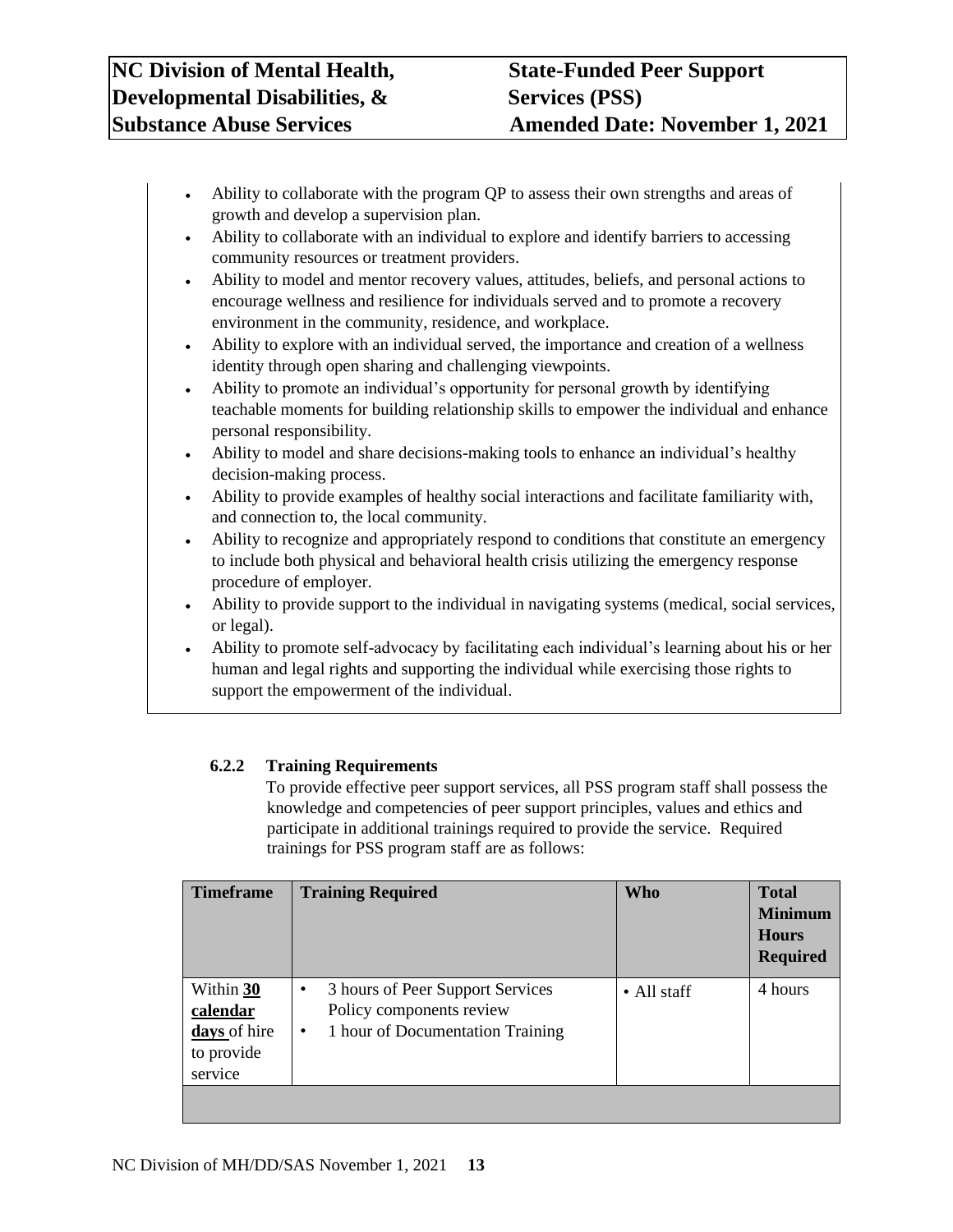- Ability to collaborate with the program QP to assess their own strengths and areas of growth and develop a supervision plan.
- Ability to collaborate with an individual to explore and identify barriers to accessing community resources or treatment providers.
- Ability to model and mentor recovery values, attitudes, beliefs, and personal actions to encourage wellness and resilience for individuals served and to promote a recovery environment in the community, residence, and workplace.
- Ability to explore with an individual served, the importance and creation of a wellness identity through open sharing and challenging viewpoints.
- Ability to promote an individual's opportunity for personal growth by identifying teachable moments for building relationship skills to empower the individual and enhance personal responsibility.
- Ability to model and share decisions-making tools to enhance an individual's healthy decision-making process.
- Ability to provide examples of healthy social interactions and facilitate familiarity with, and connection to, the local community.
- Ability to recognize and appropriately respond to conditions that constitute an emergency to include both physical and behavioral health crisis utilizing the emergency response procedure of employer.
- Ability to provide support to the individual in navigating systems (medical, social services, or legal).
- Ability to promote self-advocacy by facilitating each individual's learning about his or her human and legal rights and supporting the individual while exercising those rights to support the empowerment of the individual.

#### 6.2.2 Training Requirements

To provide effective peer support services, all PSS program staff shall possess the knowledge and competencies of peer support principles, values and ethics and participate in additional trainings required to provide the service. Required trainings for PSS program staff are as follows:

| Timeframe | Training Required | Who | Total Minimum Hours Required |
|---|---|---|---|
| Within **30 calendar days** of hire to provide service | • 3 hours of Peer Support Services Policy components review<br>• 1 hour of Documentation Training | • All staff | 4 hours |
| | | | |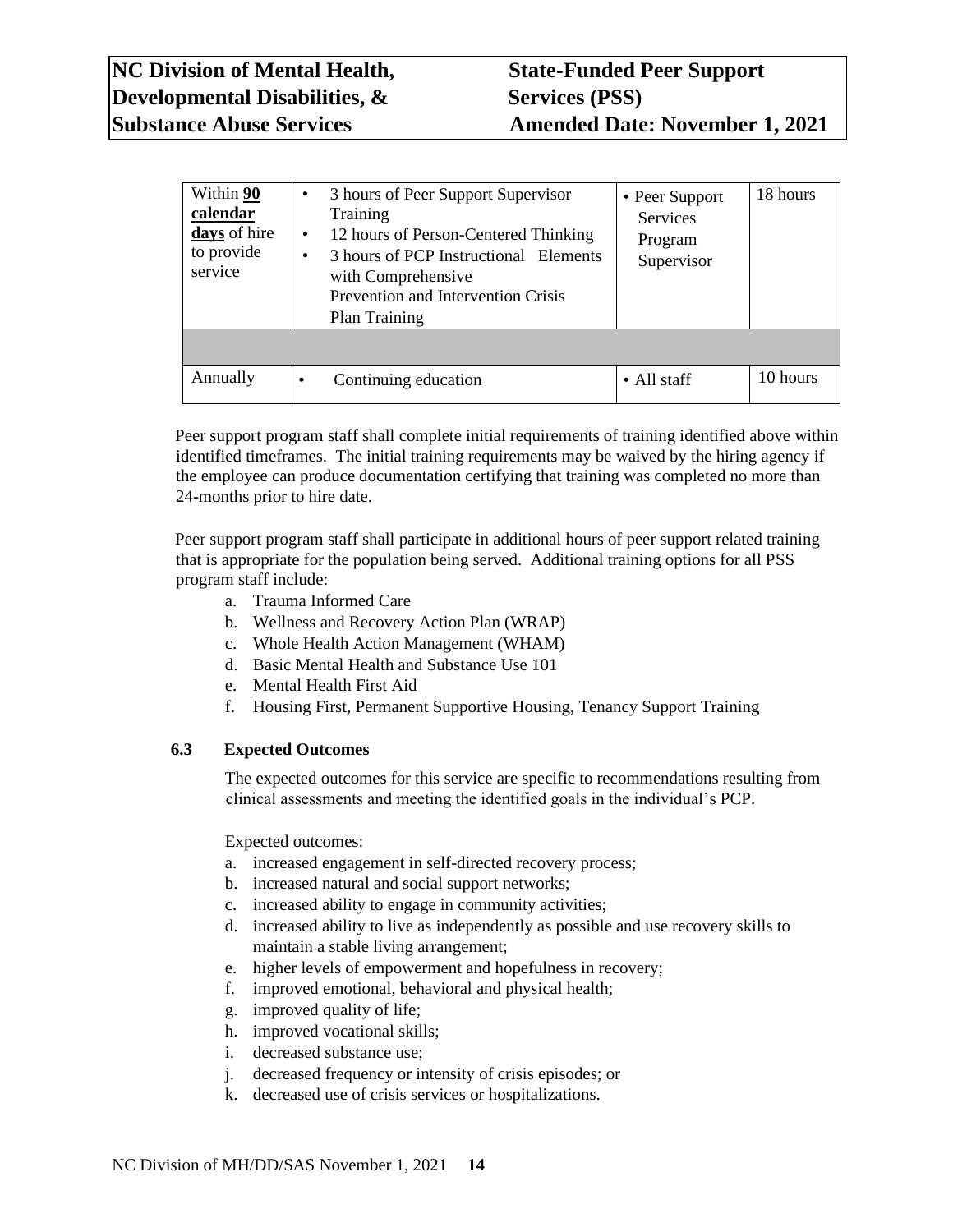| Within **90 calendar days** of hire to provide service | • 3 hours of Peer Support Supervisor Training<br>• 12 hours of Person-Centered Thinking<br>• 3 hours of PCP Instructional Elements with Comprehensive Prevention and Intervention Crisis Plan Training | • Peer Support Services Program Supervisor | 18 hours |
|---|---|---|---|
| | | | |
| Annually | • Continuing education | • All staff | 10 hours |

Peer support program staff shall complete initial requirements of training identified above within identified timeframes. The initial training requirements may be waived by the hiring agency if the employee can produce documentation certifying that training was completed no more than 24-months prior to hire date.

Peer support program staff shall participate in additional hours of peer support related training that is appropriate for the population being served. Additional training options for all PSS program staff include:

a. Trauma Informed Care
b. Wellness and Recovery Action Plan (WRAP)
c. Whole Health Action Management (WHAM)
d. Basic Mental Health and Substance Use 101
e. Mental Health First Aid
f. Housing First, Permanent Supportive Housing, Tenancy Support Training

### 6.3 Expected Outcomes

The expected outcomes for this service are specific to recommendations resulting from clinical assessments and meeting the identified goals in the individual's PCP.

Expected outcomes:

a. increased engagement in self-directed recovery process;
b. increased natural and social support networks;
c. increased ability to engage in community activities;
d. increased ability to live as independently as possible and use recovery skills to maintain a stable living arrangement;
e. higher levels of empowerment and hopefulness in recovery;
f. improved emotional, behavioral and physical health;
g. improved quality of life;
h. improved vocational skills;
i. decreased substance use;
j. decreased frequency or intensity of crisis episodes; or
k. decreased use of crisis services or hospitalizations.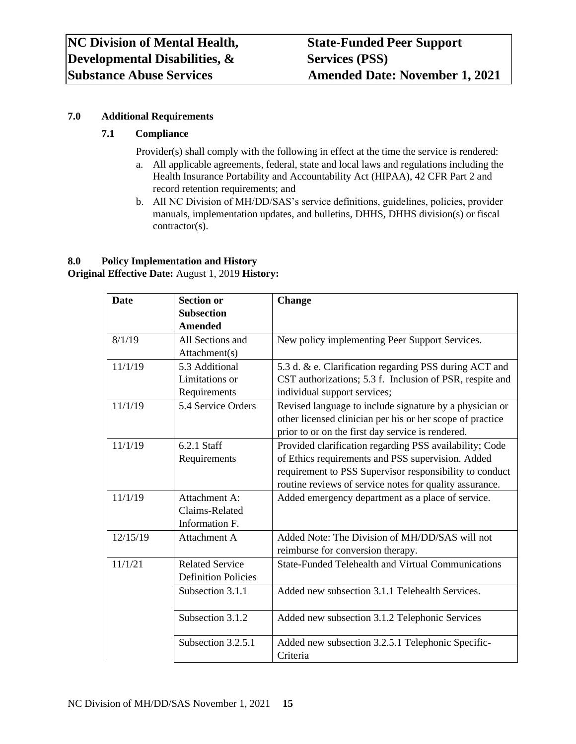## 7.0 Additional Requirements

### 7.1 Compliance

Provider(s) shall comply with the following in effect at the time the service is rendered:

a. All applicable agreements, federal, state and local laws and regulations including the Health Insurance Portability and Accountability Act (HIPAA), 42 CFR Part 2 and record retention requirements; and
b. All NC Division of MH/DD/SAS's service definitions, guidelines, policies, provider manuals, implementation updates, and bulletins, DHHS, DHHS division(s) or fiscal contractor(s).

## 8.0 Policy Implementation and History

**Original Effective Date:** August 1, 2019 **History:**

| Date | Section or Subsection Amended | Change |
|---|---|---|
| 8/1/19 | All Sections and Attachment(s) | New policy implementing Peer Support Services. |
| 11/1/19 | 5.3 Additional Limitations or Requirements | 5.3 d. & e. Clarification regarding PSS during ACT and CST authorizations; 5.3 f. Inclusion of PSR, respite and individual support services; |
| 11/1/19 | 5.4 Service Orders | Revised language to include signature by a physician or other licensed clinician per his or her scope of practice prior to or on the first day service is rendered. |
| 11/1/19 | 6.2.1 Staff Requirements | Provided clarification regarding PSS availability; Code of Ethics requirements and PSS supervision. Added requirement to PSS Supervisor responsibility to conduct routine reviews of service notes for quality assurance. |
| 11/1/19 | Attachment A: Claims-Related Information F. | Added emergency department as a place of service. |
| 12/15/19 | Attachment A | Added Note: The Division of MH/DD/SAS will not reimburse for conversion therapy. |
| 11/1/21 | Related Service Definition Policies | State-Funded Telehealth and Virtual Communications |
| | Subsection 3.1.1 | Added new subsection 3.1.1 Telehealth Services. |
| | Subsection 3.1.2 | Added new subsection 3.1.2 Telephonic Services |
| | Subsection 3.2.5.1 | Added new subsection 3.2.5.1 Telephonic Specific-Criteria |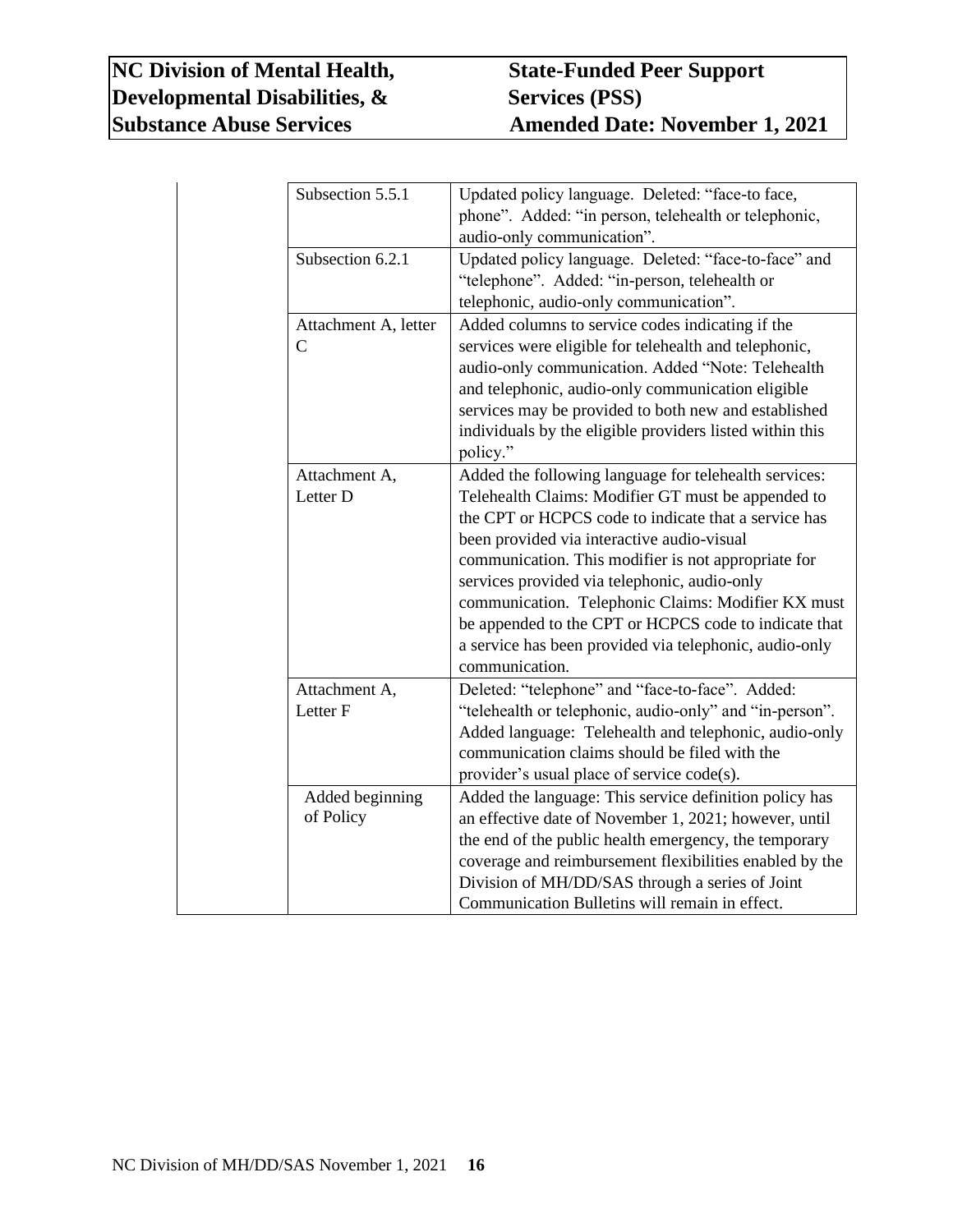| | | |
|---|---|---|
| | Subsection 5.5.1 | Updated policy language. Deleted: "face-to face, phone". Added: "in person, telehealth or telephonic, audio-only communication". |
| | Subsection 6.2.1 | Updated policy language. Deleted: "face-to-face" and "telephone". Added: "in-person, telehealth or telephonic, audio-only communication". |
| | Attachment A, letter C | Added columns to service codes indicating if the services were eligible for telehealth and telephonic, audio-only communication. Added "Note: Telehealth and telephonic, audio-only communication eligible services may be provided to both new and established individuals by the eligible providers listed within this policy." |
| | Attachment A, Letter D | Added the following language for telehealth services: Telehealth Claims: Modifier GT must be appended to the CPT or HCPCS code to indicate that a service has been provided via interactive audio-visual communication. This modifier is not appropriate for services provided via telephonic, audio-only communication. Telephonic Claims: Modifier KX must be appended to the CPT or HCPCS code to indicate that a service has been provided via telephonic, audio-only communication. |
| | Attachment A, Letter F | Deleted: "telephone" and "face-to-face". Added: "telehealth or telephonic, audio-only" and "in-person". Added language: Telehealth and telephonic, audio-only communication claims should be filed with the provider's usual place of service code(s). |
| | Added beginning of Policy | Added the language: This service definition policy has an effective date of November 1, 2021; however, until the end of the public health emergency, the temporary coverage and reimbursement flexibilities enabled by the Division of MH/DD/SAS through a series of Joint Communication Bulletins will remain in effect. |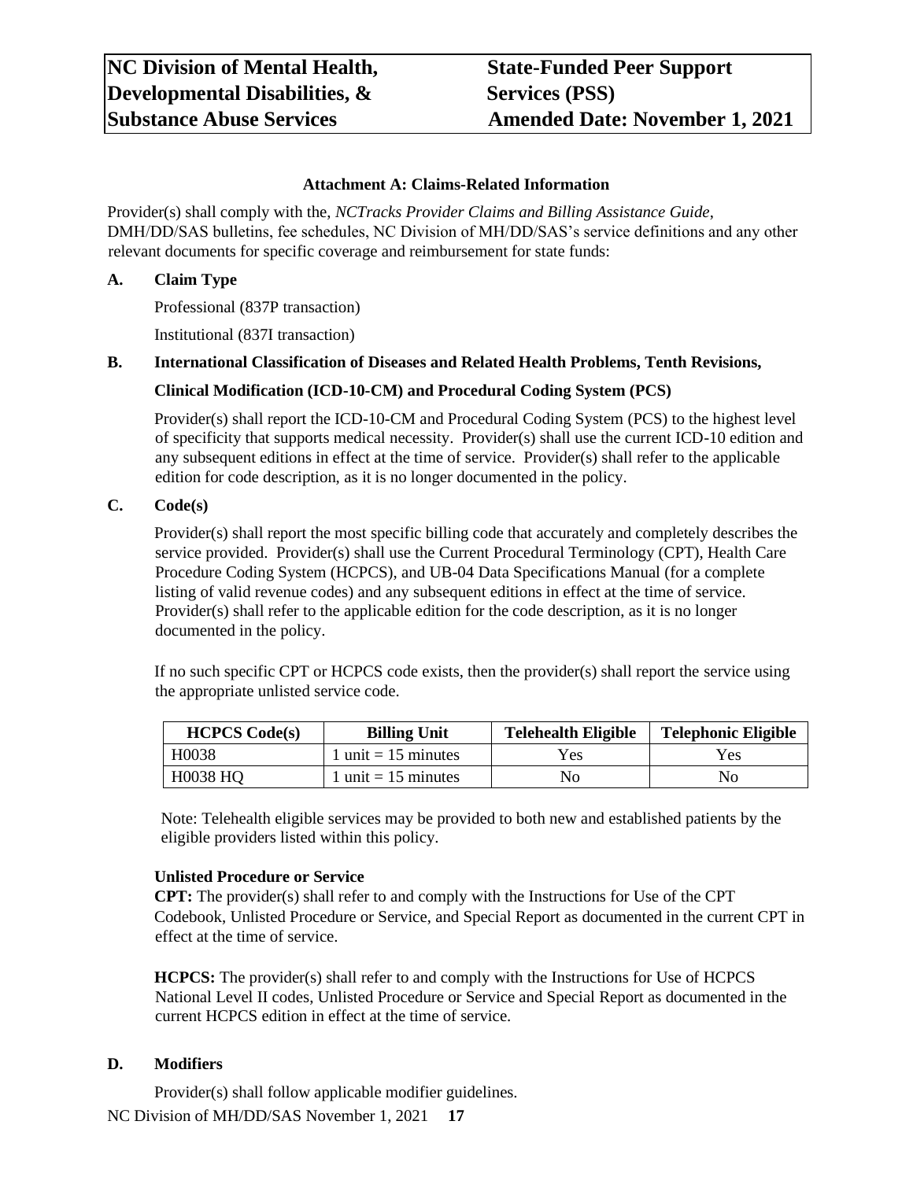### Attachment A: Claims-Related Information

Provider(s) shall comply with the, *NCTracks Provider Claims and Billing Assistance Guide*, DMH/DD/SAS bulletins, fee schedules, NC Division of MH/DD/SAS's service definitions and any other relevant documents for specific coverage and reimbursement for state funds:

**A. Claim Type**

Professional (837P transaction)

Institutional (837I transaction)

**B. International Classification of Diseases and Related Health Problems, Tenth Revisions, Clinical Modification (ICD-10-CM) and Procedural Coding System (PCS)**

Provider(s) shall report the ICD-10-CM and Procedural Coding System (PCS) to the highest level of specificity that supports medical necessity. Provider(s) shall use the current ICD-10 edition and any subsequent editions in effect at the time of service. Provider(s) shall refer to the applicable edition for code description, as it is no longer documented in the policy.

**C. Code(s)**

Provider(s) shall report the most specific billing code that accurately and completely describes the service provided. Provider(s) shall use the Current Procedural Terminology (CPT), Health Care Procedure Coding System (HCPCS), and UB-04 Data Specifications Manual (for a complete listing of valid revenue codes) and any subsequent editions in effect at the time of service. Provider(s) shall refer to the applicable edition for the code description, as it is no longer documented in the policy.

If no such specific CPT or HCPCS code exists, then the provider(s) shall report the service using the appropriate unlisted service code.

| HCPCS Code(s) | Billing Unit | Telehealth Eligible | Telephonic Eligible |
|---|---|---|---|
| H0038 | 1 unit = 15 minutes | Yes | Yes |
| H0038 HQ | 1 unit = 15 minutes | No | No |

Note: Telehealth eligible services may be provided to both new and established patients by the eligible providers listed within this policy.

**Unlisted Procedure or Service**

**CPT:** The provider(s) shall refer to and comply with the Instructions for Use of the CPT Codebook, Unlisted Procedure or Service, and Special Report as documented in the current CPT in effect at the time of service.

**HCPCS:** The provider(s) shall refer to and comply with the Instructions for Use of HCPCS National Level II codes, Unlisted Procedure or Service and Special Report as documented in the current HCPCS edition in effect at the time of service.

**D. Modifiers**

Provider(s) shall follow applicable modifier guidelines.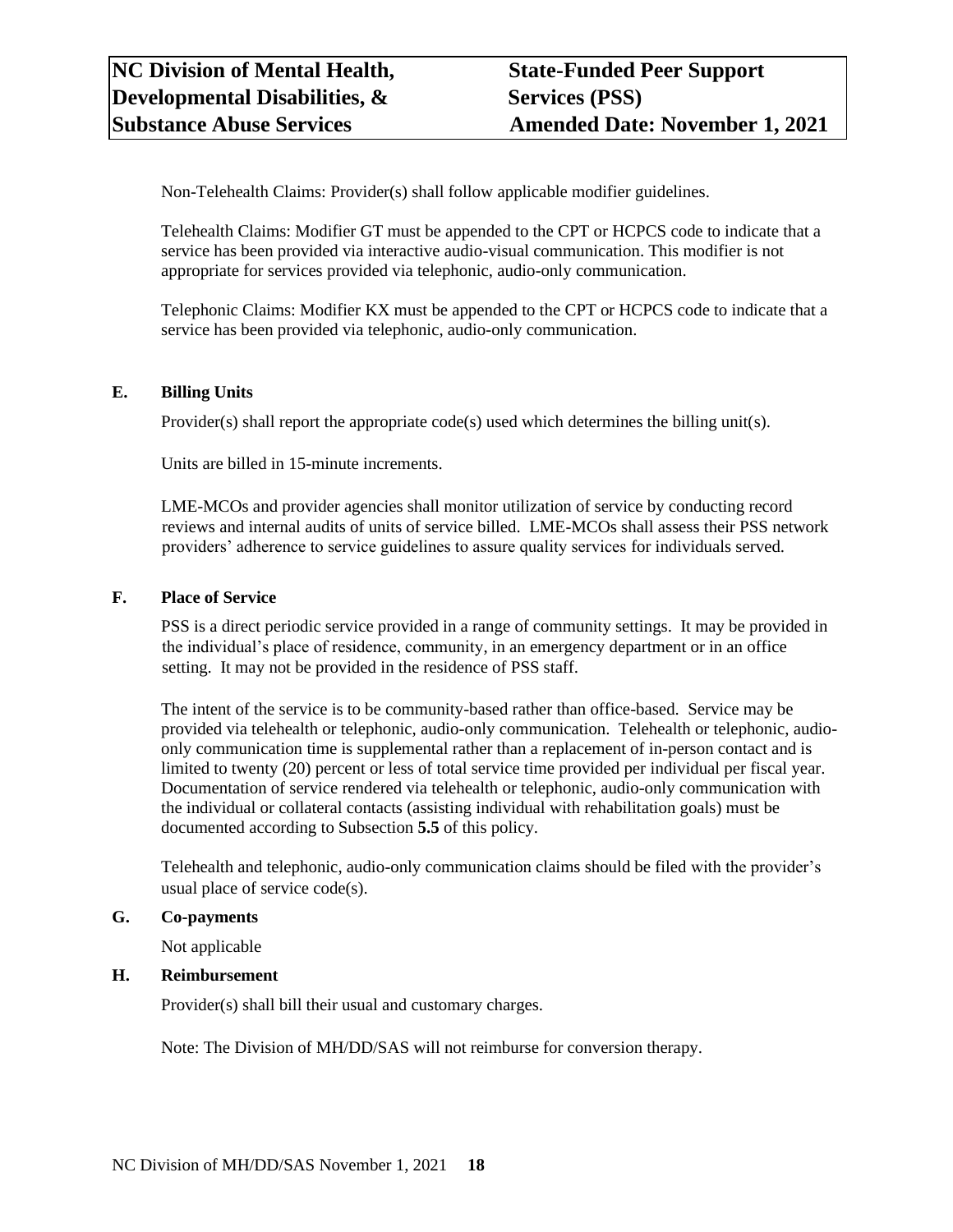Non-Telehealth Claims: Provider(s) shall follow applicable modifier guidelines.

Telehealth Claims: Modifier GT must be appended to the CPT or HCPCS code to indicate that a service has been provided via interactive audio-visual communication. This modifier is not appropriate for services provided via telephonic, audio-only communication.

Telephonic Claims: Modifier KX must be appended to the CPT or HCPCS code to indicate that a service has been provided via telephonic, audio-only communication.

### E. Billing Units

Provider(s) shall report the appropriate code(s) used which determines the billing unit(s).

Units are billed in 15-minute increments.

LME-MCOs and provider agencies shall monitor utilization of service by conducting record reviews and internal audits of units of service billed. LME-MCOs shall assess their PSS network providers' adherence to service guidelines to assure quality services for individuals served.

### F. Place of Service

PSS is a direct periodic service provided in a range of community settings. It may be provided in the individual's place of residence, community, in an emergency department or in an office setting. It may not be provided in the residence of PSS staff.

The intent of the service is to be community-based rather than office-based. Service may be provided via telehealth or telephonic, audio-only communication. Telehealth or telephonic, audio-only communication time is supplemental rather than a replacement of in-person contact and is limited to twenty (20) percent or less of total service time provided per individual per fiscal year. Documentation of service rendered via telehealth or telephonic, audio-only communication with the individual or collateral contacts (assisting individual with rehabilitation goals) must be documented according to Subsection **5.5** of this policy.

Telehealth and telephonic, audio-only communication claims should be filed with the provider's usual place of service code(s).

### G. Co-payments

Not applicable

### H. Reimbursement

Provider(s) shall bill their usual and customary charges.

Note: The Division of MH/DD/SAS will not reimburse for conversion therapy.